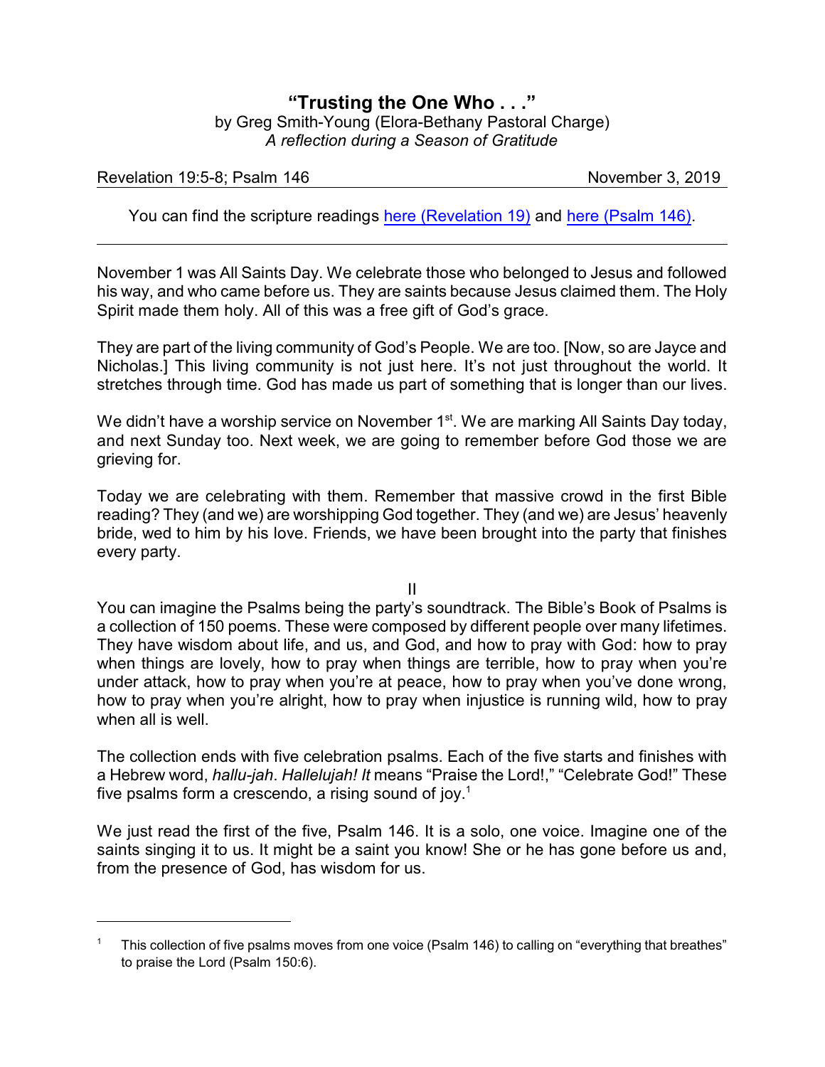# "Trusting the One Who . . ."

by Greg Smith-Young (Elora-Bethany Pastoral Charge)
*A reflection during a Season of Gratitude*

Revelation 19:5-8; Psalm 146 — November 3, 2019

You can find the scripture readings here (Revelation 19) and here (Psalm 146).

---

November 1 was All Saints Day. We celebrate those who belonged to Jesus and followed his way, and who came before us. They are saints because Jesus claimed them. The Holy Spirit made them holy. All of this was a free gift of God's grace.

They are part of the living community of God's People. We are too. [Now, so are Jayce and Nicholas.] This living community is not just here. It's not just throughout the world. It stretches through time. God has made us part of something that is longer than our lives.

We didn't have a worship service on November 1st. We are marking All Saints Day today, and next Sunday too. Next week, we are going to remember before God those we are grieving for.

Today we are celebrating with them. Remember that massive crowd in the first Bible reading? They (and we) are worshipping God together. They (and we) are Jesus' heavenly bride, wed to him by his love. Friends, we have been brought into the party that finishes every party.

II

You can imagine the Psalms being the party's soundtrack. The Bible's Book of Psalms is a collection of 150 poems. These were composed by different people over many lifetimes. They have wisdom about life, and us, and God, and how to pray with God: how to pray when things are lovely, how to pray when things are terrible, how to pray when you're under attack, how to pray when you're at peace, how to pray when you've done wrong, how to pray when you're alright, how to pray when injustice is running wild, how to pray when all is well.

The collection ends with five celebration psalms. Each of the five starts and finishes with a Hebrew word, *hallu-jah*. *Hallelujah! It* means "Praise the Lord!," "Celebrate God!" These five psalms form a crescendo, a rising sound of joy.[1]

We just read the first of the five, Psalm 146. It is a solo, one voice. Imagine one of the saints singing it to us. It might be a saint you know! She or he has gone before us and, from the presence of God, has wisdom for us.

---

[1] This collection of five psalms moves from one voice (Psalm 146) to calling on "everything that breathes" to praise the Lord (Psalm 150:6).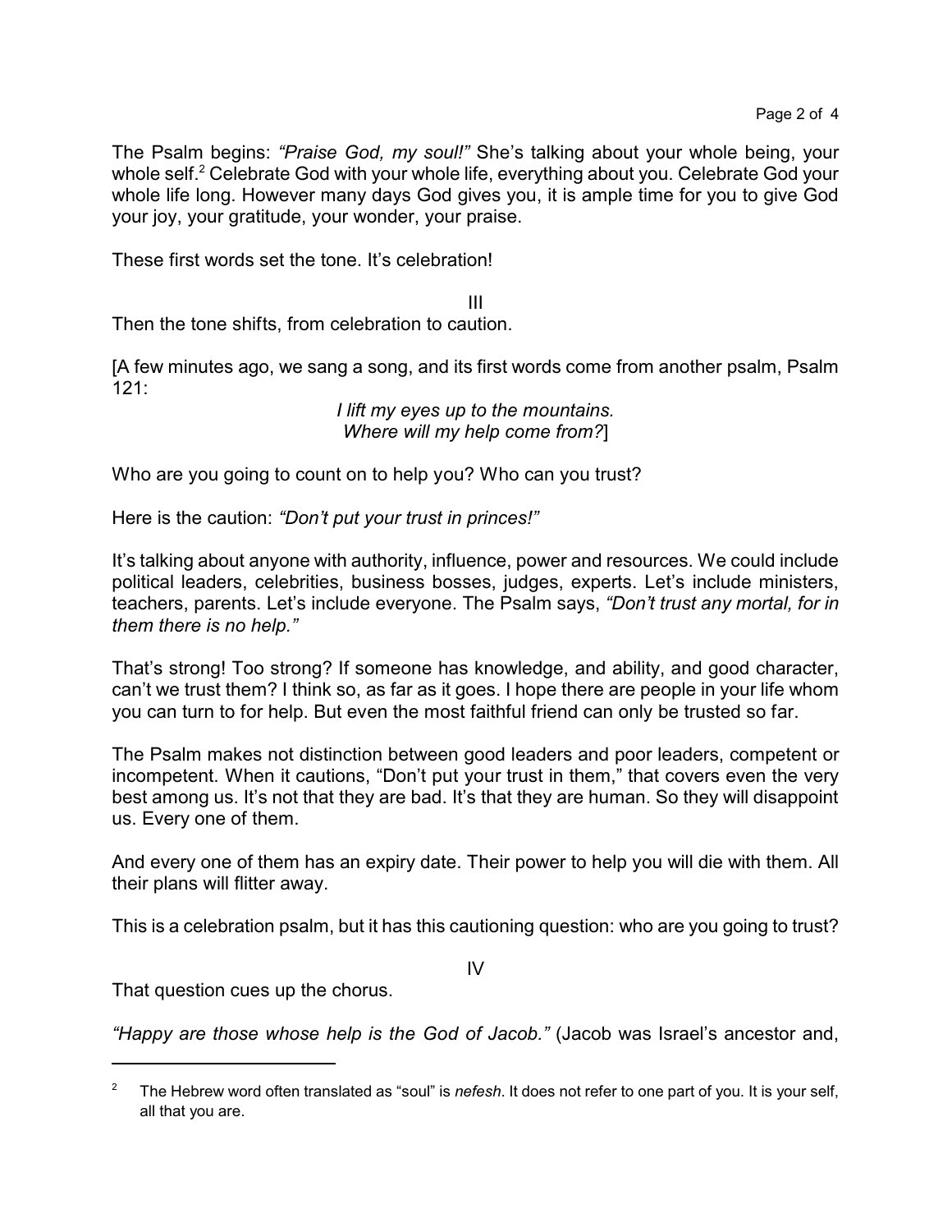The Psalm begins: *"Praise God, my soul!"* She's talking about your whole being, your whole self.[2] Celebrate God with your whole life, everything about you. Celebrate God your whole life long. However many days God gives you, it is ample time for you to give God your joy, your gratitude, your wonder, your praise.

These first words set the tone. It's celebration!

III

Then the tone shifts, from celebration to caution.

[A few minutes ago, we sang a song, and its first words come from another psalm, Psalm 121:

*I lift my eyes up to the mountains.*
*Where will my help come from?*]

Who are you going to count on to help you? Who can you trust?

Here is the caution: *"Don't put your trust in princes!"*

It's talking about anyone with authority, influence, power and resources. We could include political leaders, celebrities, business bosses, judges, experts. Let's include ministers, teachers, parents. Let's include everyone. The Psalm says, *"Don't trust any mortal, for in them there is no help."*

That's strong! Too strong? If someone has knowledge, and ability, and good character, can't we trust them? I think so, as far as it goes. I hope there are people in your life whom you can turn to for help. But even the most faithful friend can only be trusted so far.

The Psalm makes not distinction between good leaders and poor leaders, competent or incompetent. When it cautions, "Don't put your trust in them," that covers even the very best among us. It's not that they are bad. It's that they are human. So they will disappoint us. Every one of them.

And every one of them has an expiry date. Their power to help you will die with them. All their plans will flitter away.

This is a celebration psalm, but it has this cautioning question: who are you going to trust?

IV

That question cues up the chorus.

*"Happy are those whose help is the God of Jacob."* (Jacob was Israel's ancestor and,

---

[2] The Hebrew word often translated as "soul" is *nefesh*. It does not refer to one part of you. It is your self, all that you are.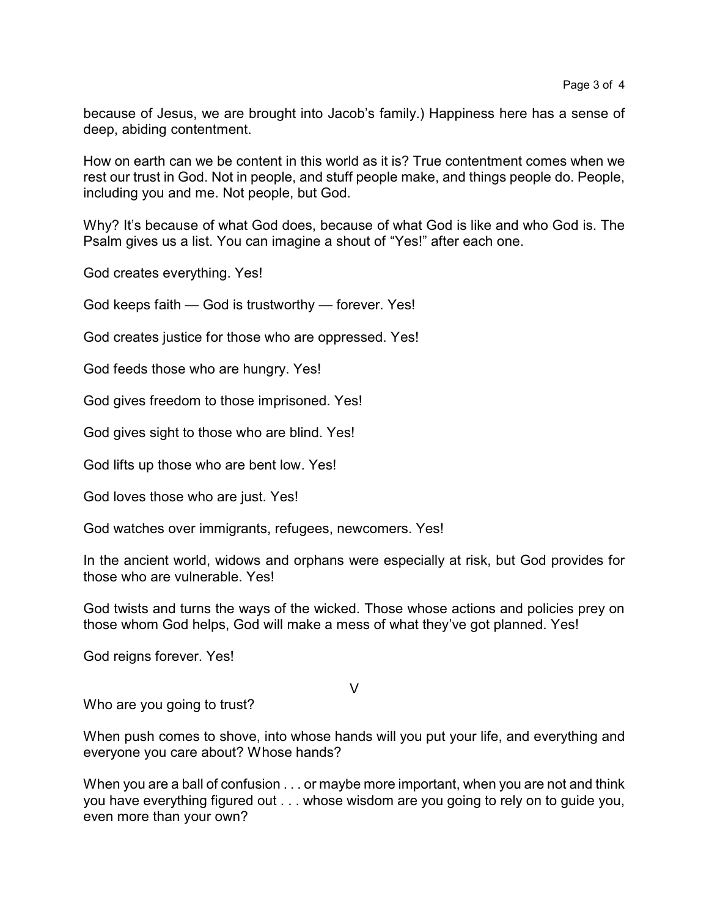because of Jesus, we are brought into Jacob's family.) Happiness here has a sense of deep, abiding contentment.

How on earth can we be content in this world as it is? True contentment comes when we rest our trust in God. Not in people, and stuff people make, and things people do. People, including you and me. Not people, but God.

Why? It's because of what God does, because of what God is like and who God is. The Psalm gives us a list. You can imagine a shout of "Yes!" after each one.

God creates everything. Yes!

God keeps faith — God is trustworthy — forever. Yes!

God creates justice for those who are oppressed. Yes!

God feeds those who are hungry. Yes!

God gives freedom to those imprisoned. Yes!

God gives sight to those who are blind. Yes!

God lifts up those who are bent low. Yes!

God loves those who are just. Yes!

God watches over immigrants, refugees, newcomers. Yes!

In the ancient world, widows and orphans were especially at risk, but God provides for those who are vulnerable. Yes!

God twists and turns the ways of the wicked. Those whose actions and policies prey on those whom God helps, God will make a mess of what they've got planned. Yes!

God reigns forever. Yes!

V

Who are you going to trust?

When push comes to shove, into whose hands will you put your life, and everything and everyone you care about? Whose hands?

When you are a ball of confusion . . . or maybe more important, when you are not and think you have everything figured out . . . whose wisdom are you going to rely on to guide you, even more than your own?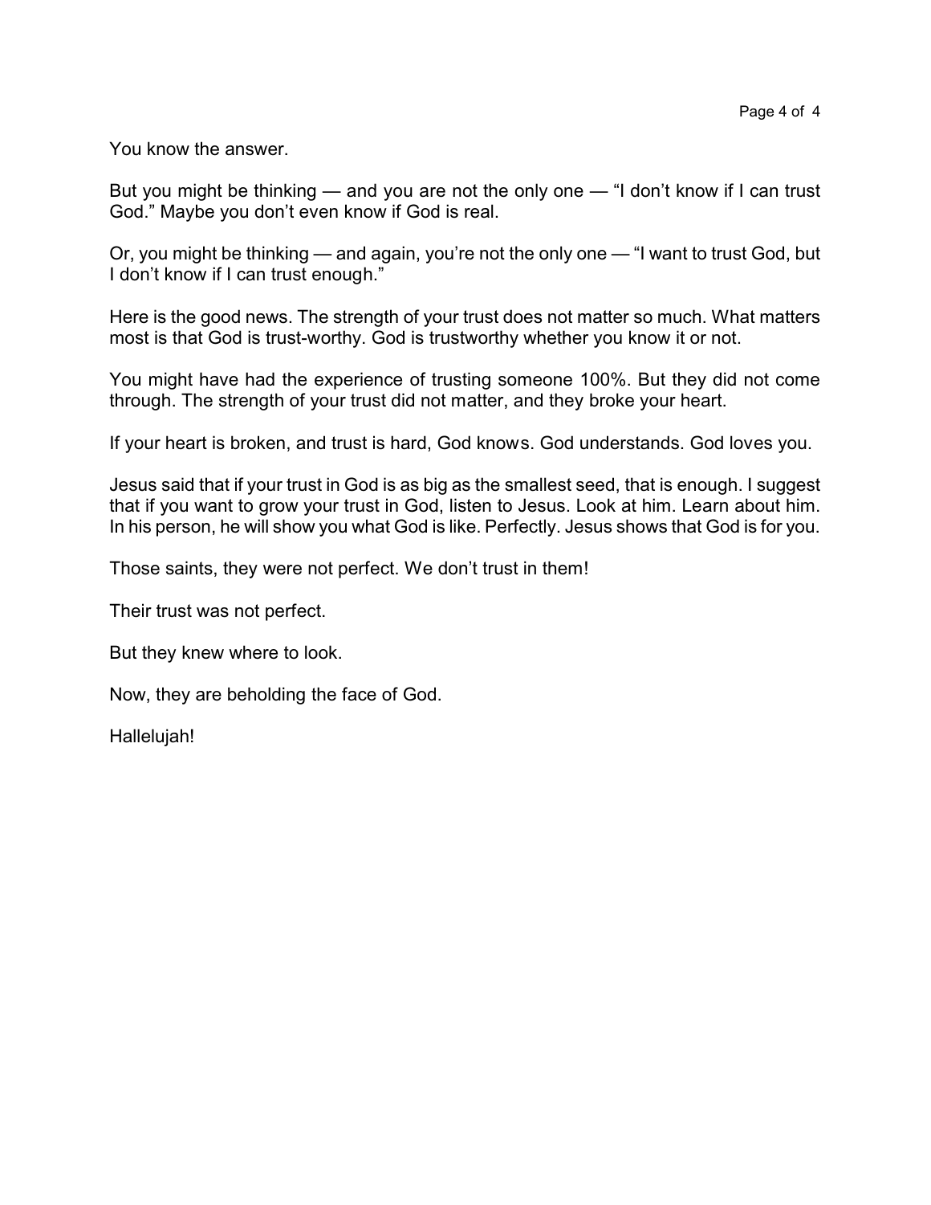You know the answer.

But you might be thinking — and you are not the only one — “I don’t know if I can trust God.” Maybe you don’t even know if God is real.

Or, you might be thinking — and again, you’re not the only one — “I want to trust God, but I don’t know if I can trust enough.”

Here is the good news. The strength of your trust does not matter so much. What matters most is that God is trust-worthy. God is trustworthy whether you know it or not.

You might have had the experience of trusting someone 100%. But they did not come through. The strength of your trust did not matter, and they broke your heart.

If your heart is broken, and trust is hard, God knows. God understands. God loves you.

Jesus said that if your trust in God is as big as the smallest seed, that is enough. I suggest that if you want to grow your trust in God, listen to Jesus. Look at him. Learn about him. In his person, he will show you what God is like. Perfectly. Jesus shows that God is for you.

Those saints, they were not perfect. We don’t trust in them!

Their trust was not perfect.

But they knew where to look.

Now, they are beholding the face of God.

Hallelujah!